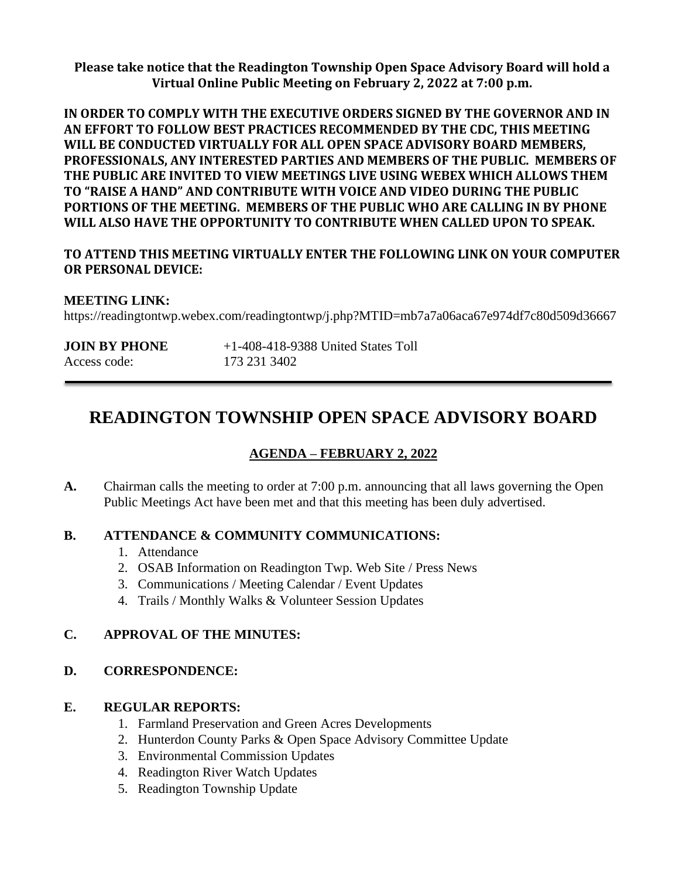**Please take notice that the Readington Township Open Space Advisory Board will hold a Virtual Online Public Meeting on February 2, 2022 at 7:00 p.m.**

**IN ORDER TO COMPLY WITH THE EXECUTIVE ORDERS SIGNED BY THE GOVERNOR AND IN AN EFFORT TO FOLLOW BEST PRACTICES RECOMMENDED BY THE CDC, THIS MEETING WILL BE CONDUCTED VIRTUALLY FOR ALL OPEN SPACE ADVISORY BOARD MEMBERS, PROFESSIONALS, ANY INTERESTED PARTIES AND MEMBERS OF THE PUBLIC. MEMBERS OF THE PUBLIC ARE INVITED TO VIEW MEETINGS LIVE USING WEBEX WHICH ALLOWS THEM TO "RAISE A HAND" AND CONTRIBUTE WITH VOICE AND VIDEO DURING THE PUBLIC PORTIONS OF THE MEETING. MEMBERS OF THE PUBLIC WHO ARE CALLING IN BY PHONE WILL ALSO HAVE THE OPPORTUNITY TO CONTRIBUTE WHEN CALLED UPON TO SPEAK.**

**TO ATTEND THIS MEETING VIRTUALLY ENTER THE FOLLOWING LINK ON YOUR COMPUTER OR PERSONAL DEVICE:**

**MEETING LINK:**
https://readingtontwp.webex.com/readingtontwp/j.php?MTID=mb7a7a06aca67e974df7c80d509d36667

**JOIN BY PHONE** +1-408-418-9388 United States Toll
Access code: 173 231 3402

---

# READINGTON TOWNSHIP OPEN SPACE ADVISORY BOARD

## AGENDA – FEBRUARY 2, 2022

**A.** Chairman calls the meeting to order at 7:00 p.m. announcing that all laws governing the Open Public Meetings Act have been met and that this meeting has been duly advertised.

**B. ATTENDANCE & COMMUNITY COMMUNICATIONS:**

1. Attendance
2. OSAB Information on Readington Twp. Web Site / Press News
3. Communications / Meeting Calendar / Event Updates
4. Trails / Monthly Walks & Volunteer Session Updates

**C. APPROVAL OF THE MINUTES:**

**D. CORRESPONDENCE:**

**E. REGULAR REPORTS:**

1. Farmland Preservation and Green Acres Developments
2. Hunterdon County Parks & Open Space Advisory Committee Update
3. Environmental Commission Updates
4. Readington River Watch Updates
5. Readington Township Update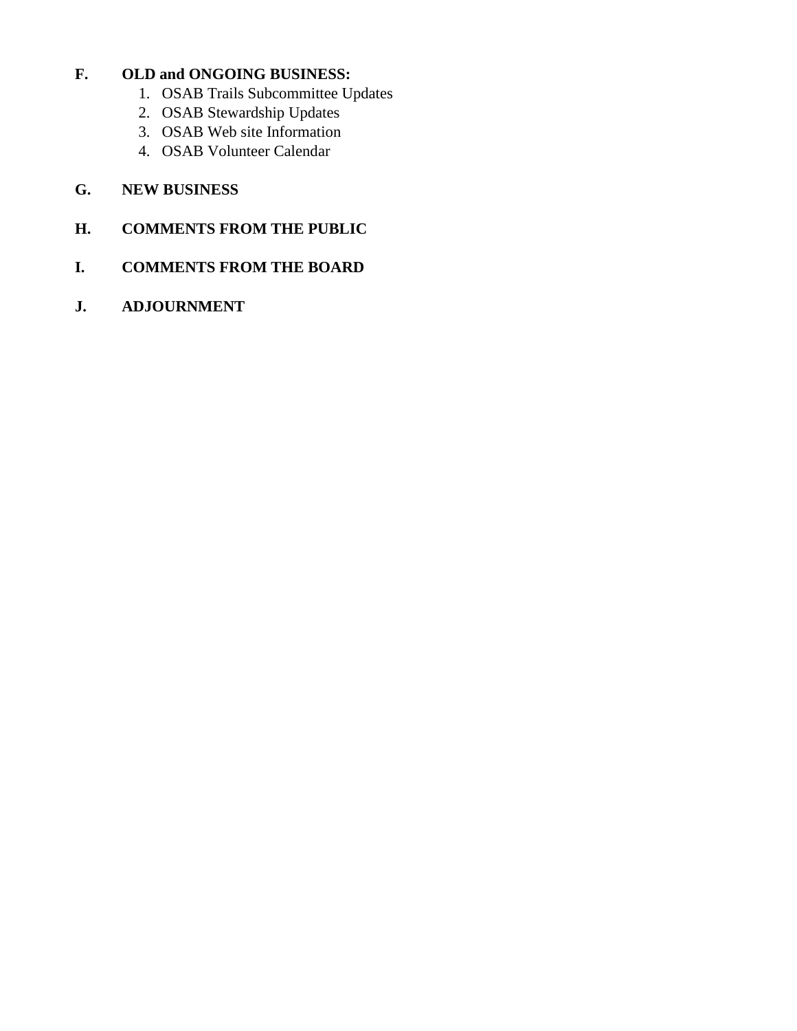**F. OLD and ONGOING BUSINESS:**

1. OSAB Trails Subcommittee Updates
2. OSAB Stewardship Updates
3. OSAB Web site Information
4. OSAB Volunteer Calendar

**G. NEW BUSINESS**

**H. COMMENTS FROM THE PUBLIC**

**I. COMMENTS FROM THE BOARD**

**J. ADJOURNMENT**